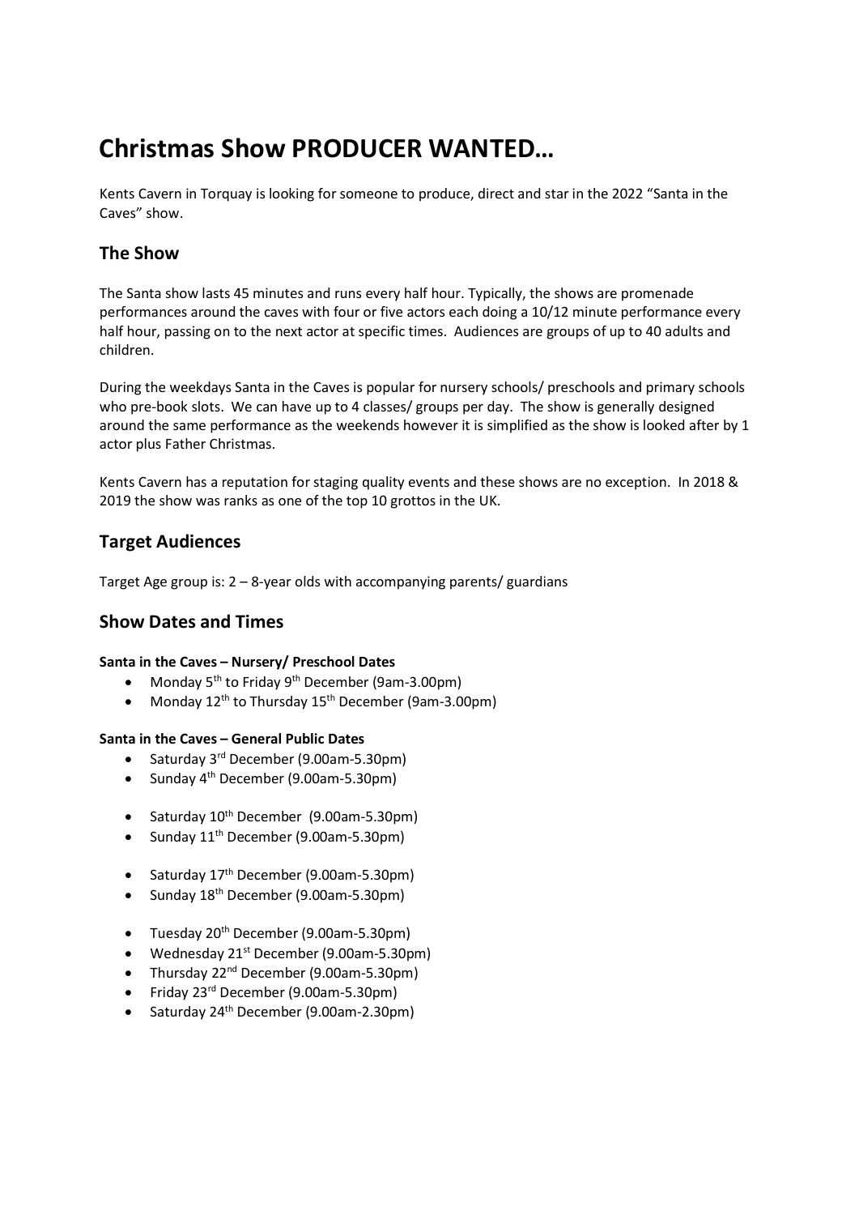# Christmas Show PRODUCER WANTED…

Kents Cavern in Torquay is looking for someone to produce, direct and star in the 2022 "Santa in the Caves" show.

## The Show

The Santa show lasts 45 minutes and runs every half hour. Typically, the shows are promenade performances around the caves with four or five actors each doing a 10/12 minute performance every half hour, passing on to the next actor at specific times. Audiences are groups of up to 40 adults and children.

During the weekdays Santa in the Caves is popular for nursery schools/ preschools and primary schools who pre-book slots. We can have up to 4 classes/ groups per day. The show is generally designed around the same performance as the weekends however it is simplified as the show is looked after by 1 actor plus Father Christmas.

Kents Cavern has a reputation for staging quality events and these shows are no exception. In 2018 & 2019 the show was ranks as one of the top 10 grottos in the UK.

## Target Audiences

Target Age group is: 2 – 8-year olds with accompanying parents/ guardians

## Show Dates and Times

**Santa in the Caves – Nursery/ Preschool Dates**

- Monday 5th to Friday 9th December (9am-3.00pm)
- Monday 12th to Thursday 15th December (9am-3.00pm)

**Santa in the Caves – General Public Dates**

- Saturday 3rd December (9.00am-5.30pm)
- Sunday 4th December (9.00am-5.30pm)

- Saturday 10th December (9.00am-5.30pm)
- Sunday 11th December (9.00am-5.30pm)

- Saturday 17th December (9.00am-5.30pm)
- Sunday 18th December (9.00am-5.30pm)

- Tuesday 20th December (9.00am-5.30pm)
- Wednesday 21st December (9.00am-5.30pm)
- Thursday 22nd December (9.00am-5.30pm)
- Friday 23rd December (9.00am-5.30pm)
- Saturday 24th December (9.00am-2.30pm)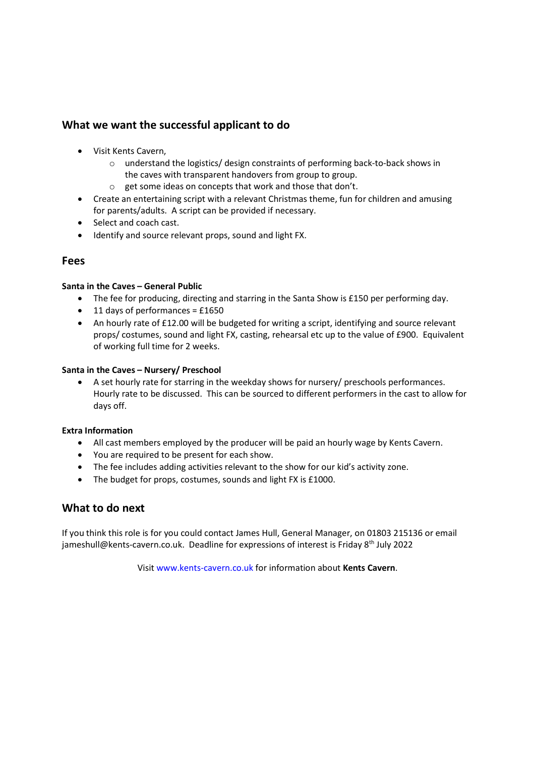## What we want the successful applicant to do

- Visit Kents Cavern,
  - understand the logistics/ design constraints of performing back-to-back shows in the caves with transparent handovers from group to group.
  - get some ideas on concepts that work and those that don't.
- Create an entertaining script with a relevant Christmas theme, fun for children and amusing for parents/adults. A script can be provided if necessary.
- Select and coach cast.
- Identify and source relevant props, sound and light FX.

## Fees

**Santa in the Caves – General Public**

- The fee for producing, directing and starring in the Santa Show is £150 per performing day.
- 11 days of performances = £1650
- An hourly rate of £12.00 will be budgeted for writing a script, identifying and source relevant props/ costumes, sound and light FX, casting, rehearsal etc up to the value of £900. Equivalent of working full time for 2 weeks.

**Santa in the Caves – Nursery/ Preschool**

- A set hourly rate for starring in the weekday shows for nursery/ preschools performances. Hourly rate to be discussed. This can be sourced to different performers in the cast to allow for days off.

**Extra Information**

- All cast members employed by the producer will be paid an hourly wage by Kents Cavern.
- You are required to be present for each show.
- The fee includes adding activities relevant to the show for our kid's activity zone.
- The budget for props, costumes, sounds and light FX is £1000.

## What to do next

If you think this role is for you could contact James Hull, General Manager, on 01803 215136 or email jameshull@kents-cavern.co.uk. Deadline for expressions of interest is Friday 8th July 2022

Visit www.kents-cavern.co.uk for information about **Kents Cavern**.